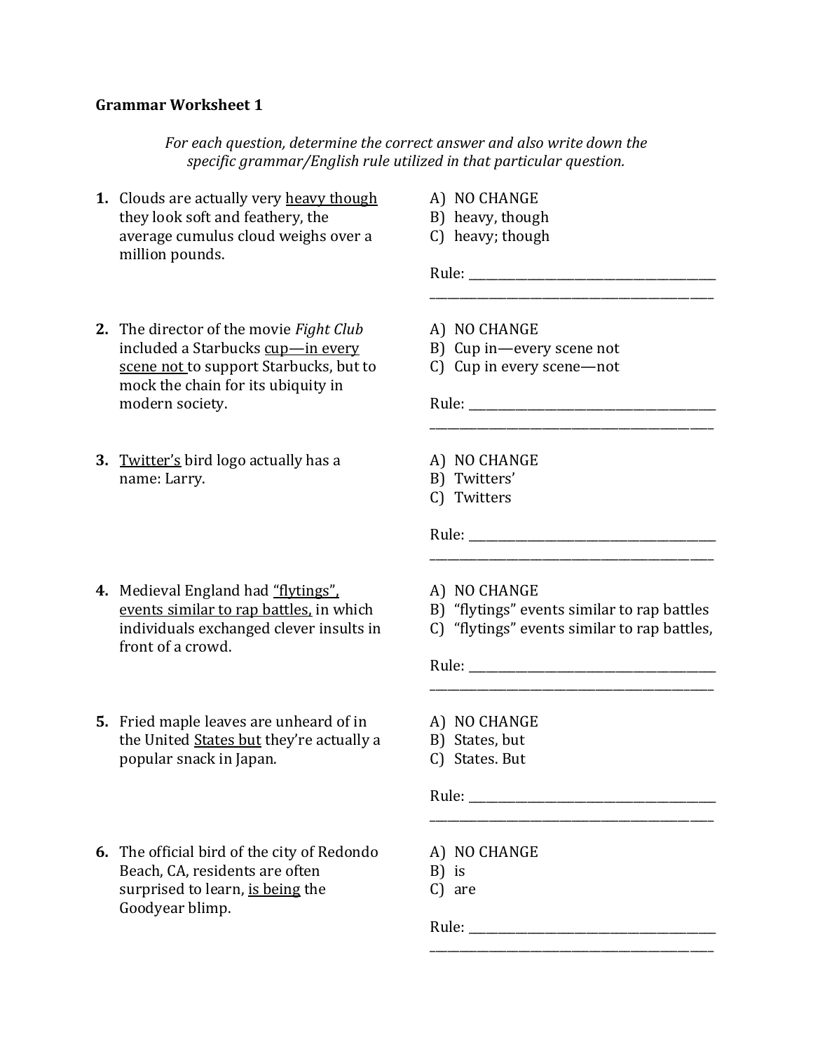## Grammar Worksheet 1

*For each question, determine the correct answer and also write down the specific grammar/English rule utilized in that particular question.*

**1.** Clouds are actually very <u>heavy though</u> they look soft and feathery, the average cumulus cloud weighs over a million pounds.

A) NO CHANGE
B) heavy, though
C) heavy; though

Rule: ______________________________________________

**2.** The director of the movie *Fight Club* included a Starbucks <u>cup—in every scene not </u>to support Starbucks, but to mock the chain for its ubiquity in modern society.

A) NO CHANGE
B) Cup in—every scene not
C) Cup in every scene—not

Rule: ______________________________________________

**3.** <u>Twitter's</u> bird logo actually has a name: Larry.

A) NO CHANGE
B) Twitters'
C) Twitters

Rule: ______________________________________________

**4.** Medieval England had <u>"flytings", events similar to rap battles,</u> in which individuals exchanged clever insults in front of a crowd.

A) NO CHANGE
B) "flytings" events similar to rap battles
C) "flytings" events similar to rap battles,

Rule: ______________________________________________

**5.** Fried maple leaves are unheard of in the United <u>States but</u> they're actually a popular snack in Japan.

A) NO CHANGE
B) States, but
C) States. But

Rule: ______________________________________________

**6.** The official bird of the city of Redondo Beach, CA, residents are often surprised to learn, <u>is being</u> the Goodyear blimp.

A) NO CHANGE
B) is
C) are

Rule: ______________________________________________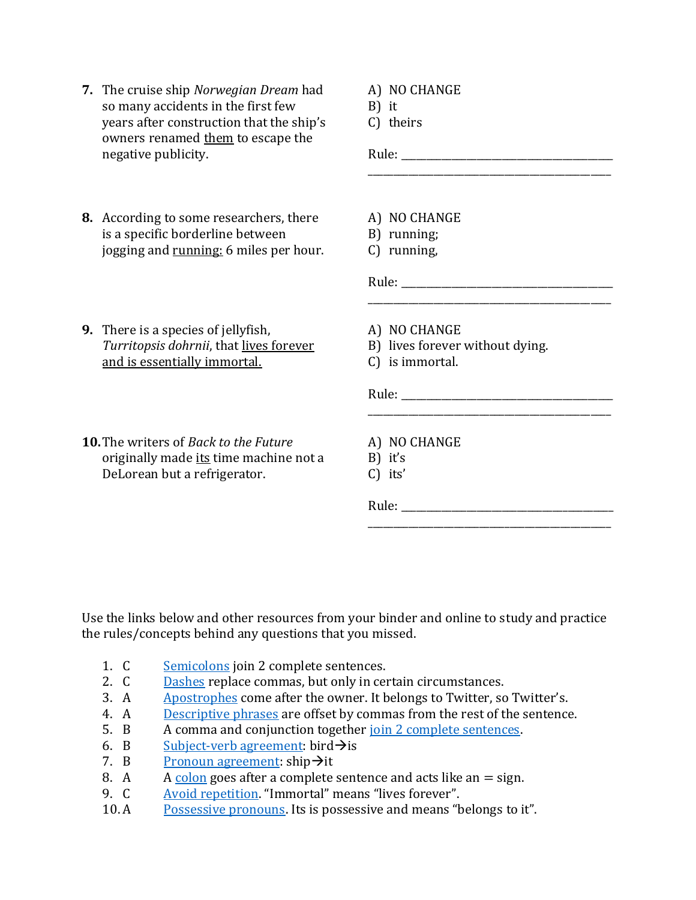7. The cruise ship *Norwegian Dream* had so many accidents in the first few years after construction that the ship's owners renamed <u>them</u> to escape the negative publicity.

   A) NO CHANGE
   B) it
   C) theirs

   Rule: ______________________________________
   ___________________________________________

8. According to some researchers, there is a specific borderline between jogging and <u>running:</u> 6 miles per hour.

   A) NO CHANGE
   B) running;
   C) running,

   Rule: ______________________________________
   ___________________________________________

9. There is a species of jellyfish, *Turritopsis dohrnii*, that <u>lives forever and is essentially immortal.</u>

   A) NO CHANGE
   B) lives forever without dying.
   C) is immortal.

   Rule: ______________________________________
   ___________________________________________

10. The writers of *Back to the Future* originally made <u>its</u> time machine not a DeLorean but a refrigerator.

    A) NO CHANGE
    B) it's
    C) its'

    Rule: ______________________________________
    ___________________________________________

Use the links below and other resources from your binder and online to study and practice the rules/concepts behind any questions that you missed.

1. C  Semicolons join 2 complete sentences.
2. C  Dashes replace commas, but only in certain circumstances.
3. A  Apostrophes come after the owner. It belongs to Twitter, so Twitter's.
4. A  Descriptive phrases are offset by commas from the rest of the sentence.
5. B  A comma and conjunction together join 2 complete sentences.
6. B  Subject-verb agreement: bird→is
7. B  Pronoun agreement: ship→it
8. A  A colon goes after a complete sentence and acts like an = sign.
9. C  Avoid repetition. "Immortal" means "lives forever".
10. A  Possessive pronouns. Its is possessive and means "belongs to it".